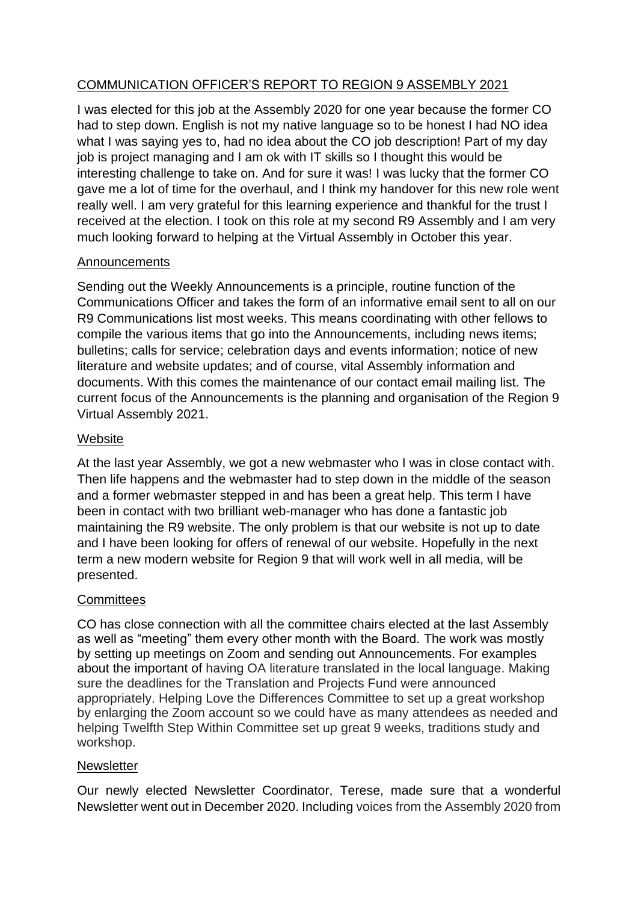# COMMUNICATION OFFICER'S REPORT TO REGION 9 ASSEMBLY 2021

I was elected for this job at the Assembly 2020 for one year because the former CO had to step down. English is not my native language so to be honest I had NO idea what I was saying yes to, had no idea about the CO job description! Part of my day job is project managing and I am ok with IT skills so I thought this would be interesting challenge to take on. And for sure it was! I was lucky that the former CO gave me a lot of time for the overhaul, and I think my handover for this new role went really well. I am very grateful for this learning experience and thankful for the trust I received at the election. I took on this role at my second R9 Assembly and I am very much looking forward to helping at the Virtual Assembly in October this year.

## Announcements

Sending out the Weekly Announcements is a principle, routine function of the Communications Officer and takes the form of an informative email sent to all on our R9 Communications list most weeks. This means coordinating with other fellows to compile the various items that go into the Announcements, including news items; bulletins; calls for service; celebration days and events information; notice of new literature and website updates; and of course, vital Assembly information and documents. With this comes the maintenance of our contact email mailing list. The current focus of the Announcements is the planning and organisation of the Region 9 Virtual Assembly 2021.

## Website

At the last year Assembly, we got a new webmaster who I was in close contact with. Then life happens and the webmaster had to step down in the middle of the season and a former webmaster stepped in and has been a great help. This term I have been in contact with two brilliant web-manager who has done a fantastic job maintaining the R9 website. The only problem is that our website is not up to date and I have been looking for offers of renewal of our website. Hopefully in the next term a new modern website for Region 9 that will work well in all media, will be presented.

## Committees

CO has close connection with all the committee chairs elected at the last Assembly as well as "meeting" them every other month with the Board. The work was mostly by setting up meetings on Zoom and sending out Announcements. For examples about the important of having OA literature translated in the local language. Making sure the deadlines for the Translation and Projects Fund were announced appropriately. Helping Love the Differences Committee to set up a great workshop by enlarging the Zoom account so we could have as many attendees as needed and helping Twelfth Step Within Committee set up great 9 weeks, traditions study and workshop.

## Newsletter

Our newly elected Newsletter Coordinator, Terese, made sure that a wonderful Newsletter went out in December 2020. Including voices from the Assembly 2020 from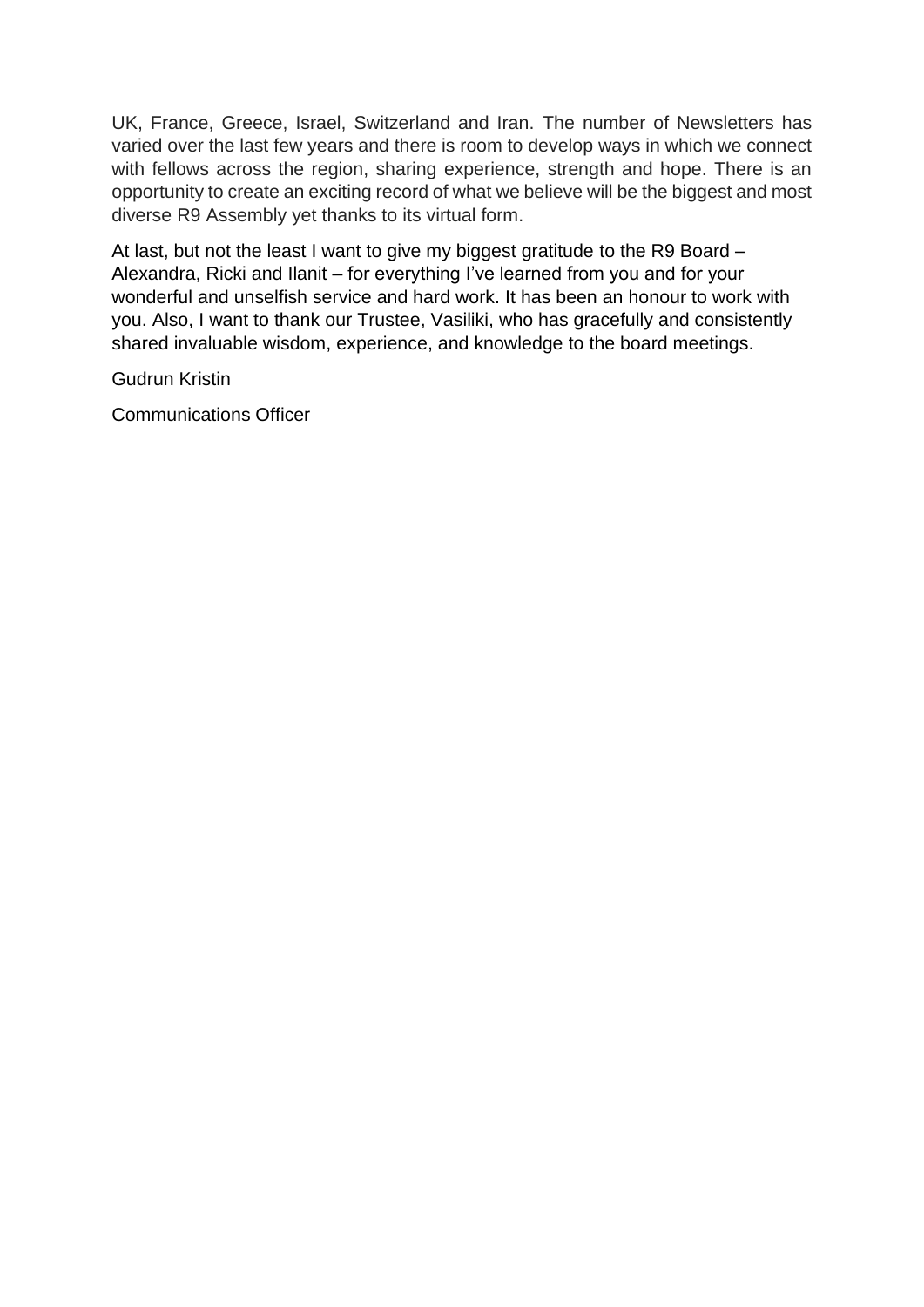UK, France, Greece, Israel, Switzerland and Iran. The number of Newsletters has varied over the last few years and there is room to develop ways in which we connect with fellows across the region, sharing experience, strength and hope. There is an opportunity to create an exciting record of what we believe will be the biggest and most diverse R9 Assembly yet thanks to its virtual form.

At last, but not the least I want to give my biggest gratitude to the R9 Board – Alexandra, Ricki and Ilanit – for everything I've learned from you and for your wonderful and unselfish service and hard work. It has been an honour to work with you. Also, I want to thank our Trustee, Vasiliki, who has gracefully and consistently shared invaluable wisdom, experience, and knowledge to the board meetings.

Gudrun Kristin

Communications Officer